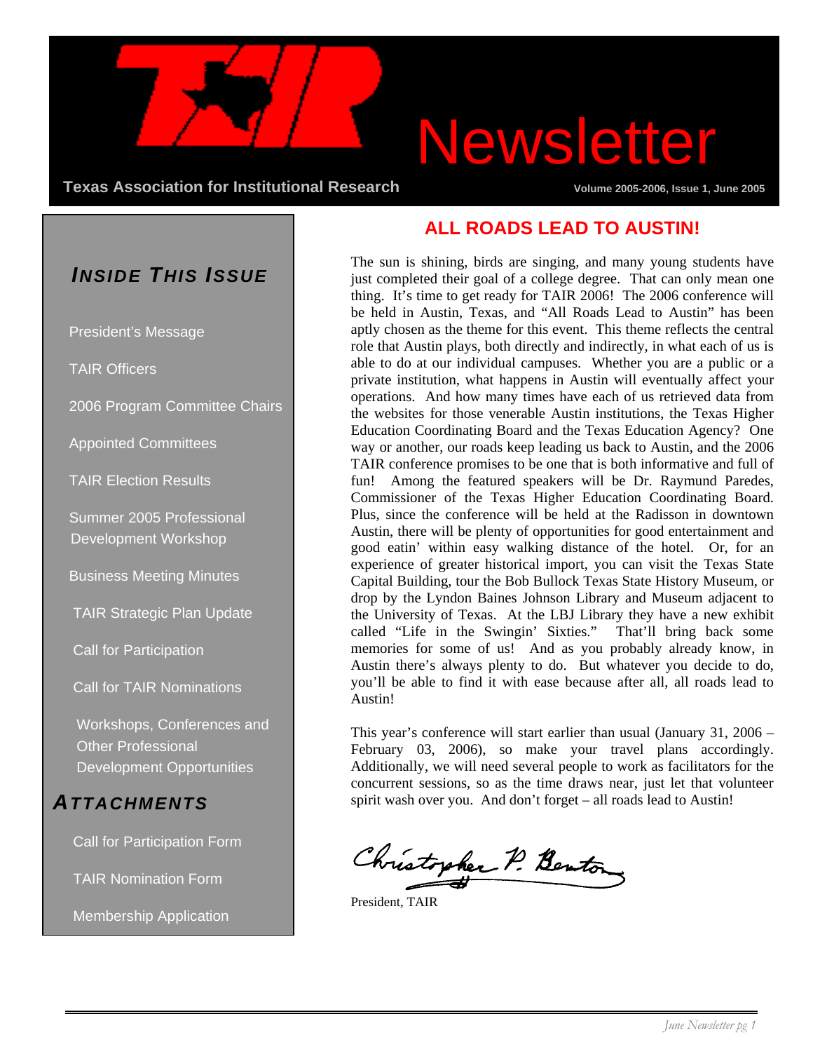# TAIR Newsletter

**Texas Association for Institutional Research**

Volume 2005-2006, Issue 1, June 2005

## *Inside This Issue*

- President's Message
- TAIR Officers
- 2006 Program Committee Chairs
- Appointed Committees
- TAIR Election Results
- Summer 2005 Professional Development Workshop
- Business Meeting Minutes
- TAIR Strategic Plan Update
- Call for Participation
- Call for TAIR Nominations
- Workshops, Conferences and Other Professional Development Opportunities

## *Attachments*

- Call for Participation Form
- TAIR Nomination Form
- Membership Application

## ALL ROADS LEAD TO AUSTIN!

The sun is shining, birds are singing, and many young students have just completed their goal of a college degree. That can only mean one thing. It's time to get ready for TAIR 2006! The 2006 conference will be held in Austin, Texas, and "All Roads Lead to Austin" has been aptly chosen as the theme for this event. This theme reflects the central role that Austin plays, both directly and indirectly, in what each of us is able to do at our individual campuses. Whether you are a public or a private institution, what happens in Austin will eventually affect your operations. And how many times have each of us retrieved data from the websites for those venerable Austin institutions, the Texas Higher Education Coordinating Board and the Texas Education Agency? One way or another, our roads keep leading us back to Austin, and the 2006 TAIR conference promises to be one that is both informative and full of fun! Among the featured speakers will be Dr. Raymund Paredes, Commissioner of the Texas Higher Education Coordinating Board. Plus, since the conference will be held at the Radisson in downtown Austin, there will be plenty of opportunities for good entertainment and good eatin' within easy walking distance of the hotel. Or, for an experience of greater historical import, you can visit the Texas State Capital Building, tour the Bob Bullock Texas State History Museum, or drop by the Lyndon Baines Johnson Library and Museum adjacent to the University of Texas. At the LBJ Library they have a new exhibit called "Life in the Swingin' Sixties." That'll bring back some memories for some of us! And as you probably already know, in Austin there's always plenty to do. But whatever you decide to do, you'll be able to find it with ease because after all, all roads lead to Austin!

This year's conference will start earlier than usual (January 31, 2006 – February 03, 2006), so make your travel plans accordingly. Additionally, we will need several people to work as facilitators for the concurrent sessions, so as the time draws near, just let that volunteer spirit wash over you. And don't forget – all roads lead to Austin!

Christopher P. Benton

President, TAIR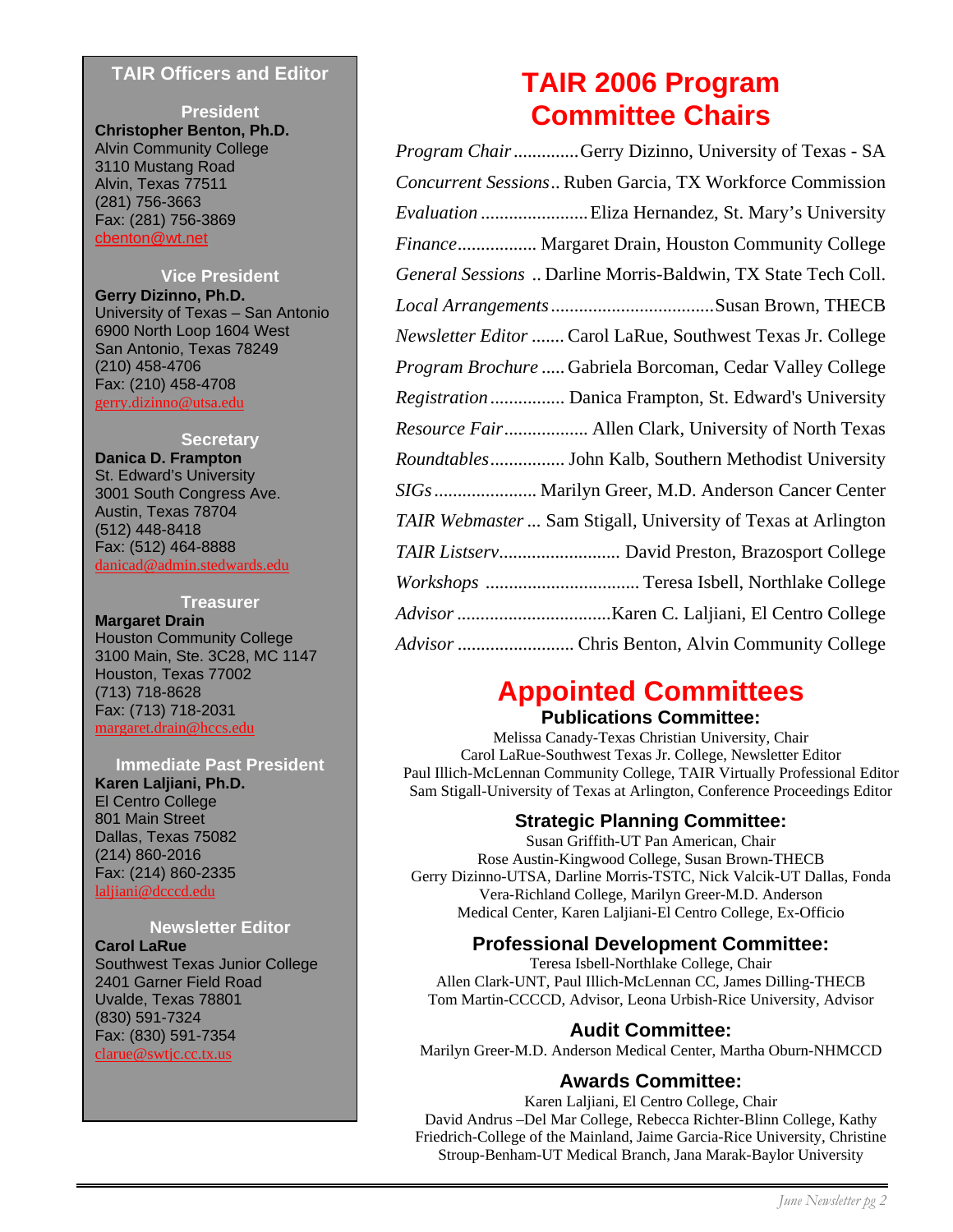## TAIR Officers and Editor

**President**

**Christopher Benton, Ph.D.**
Alvin Community College
3110 Mustang Road
Alvin, Texas 77511
(281) 756-3663
Fax: (281) 756-3869
cbenton@wt.net

**Vice President**

**Gerry Dizinno, Ph.D.**
University of Texas – San Antonio
6900 North Loop 1604 West
San Antonio, Texas 78249
(210) 458-4706
Fax: (210) 458-4708
gerry.dizinno@utsa.edu

**Secretary**

**Danica D. Frampton**
St. Edward's University
3001 South Congress Ave.
Austin, Texas 78704
(512) 448-8418
Fax: (512) 464-8888
danicad@admin.stedwards.edu

**Treasurer**

**Margaret Drain**
Houston Community College
3100 Main, Ste. 3C28, MC 1147
Houston, Texas 77002
(713) 718-8628
Fax: (713) 718-2031
margaret.drain@hccs.edu

**Immediate Past President**

**Karen Laljiani, Ph.D.**
El Centro College
801 Main Street
Dallas, Texas 75082
(214) 860-2016
Fax: (214) 860-2335
laljiani@dcccd.edu

**Newsletter Editor**

**Carol LaRue**
Southwest Texas Junior College
2401 Garner Field Road
Uvalde, Texas 78801
(830) 591-7324
Fax: (830) 591-7354
clarue@swtjc.cc.tx.us

# TAIR 2006 Program Committee Chairs

*Program Chair* .............. Gerry Dizinno, University of Texas - SA
*Concurrent Sessions* .. Ruben Garcia, TX Workforce Commission
*Evaluation* ....................... Eliza Hernandez, St. Mary's University
*Finance* ................. Margaret Drain, Houston Community College
*General Sessions* .. Darline Morris-Baldwin, TX State Tech Coll.
*Local Arrangements* ................................... Susan Brown, THECB
*Newsletter Editor* ....... Carol LaRue, Southwest Texas Jr. College
*Program Brochure* ..... Gabriela Borcoman, Cedar Valley College
*Registration* ................ Danica Frampton, St. Edward's University
*Resource Fair* .................. Allen Clark, University of North Texas
*Roundtables* ................ John Kalb, Southern Methodist University
*SIGs* ...................... Marilyn Greer, M.D. Anderson Cancer Center
*TAIR Webmaster* ... Sam Stigall, University of Texas at Arlington
*TAIR Listserv* .......................... David Preston, Brazosport College
*Workshops* ................................. Teresa Isbell, Northlake College
*Advisor* ................................. Karen C. Lalljiani, El Centro College
*Advisor* ......................... Chris Benton, Alvin Community College

# Appointed Committees

### Publications Committee:

Melissa Canady-Texas Christian University, Chair
Carol LaRue-Southwest Texas Jr. College, Newsletter Editor
Paul Illich-McLennan Community College, TAIR Virtually Professional Editor
Sam Stigall-University of Texas at Arlington, Conference Proceedings Editor

### Strategic Planning Committee:

Susan Griffith-UT Pan American, Chair
Rose Austin-Kingwood College, Susan Brown-THECB
Gerry Dizinno-UTSA, Darline Morris-TSTC, Nick Valcik-UT Dallas, Fonda Vera-Richland College, Marilyn Greer-M.D. Anderson Medical Center, Karen Laljiani-El Centro College, Ex-Officio

### Professional Development Committee:

Teresa Isbell-Northlake College, Chair
Allen Clark-UNT, Paul Illich-McLennan CC, James Dilling-THECB
Tom Martin-CCCCD, Advisor, Leona Urbish-Rice University, Advisor

### Audit Committee:

Marilyn Greer-M.D. Anderson Medical Center, Martha Oburn-NHMCCD

### Awards Committee:

Karen Laljiani, El Centro College, Chair
David Andrus –Del Mar College, Rebecca Richter-Blinn College, Kathy Friedrich-College of the Mainland, Jaime Garcia-Rice University, Christine Stroup-Benham-UT Medical Branch, Jana Marak-Baylor University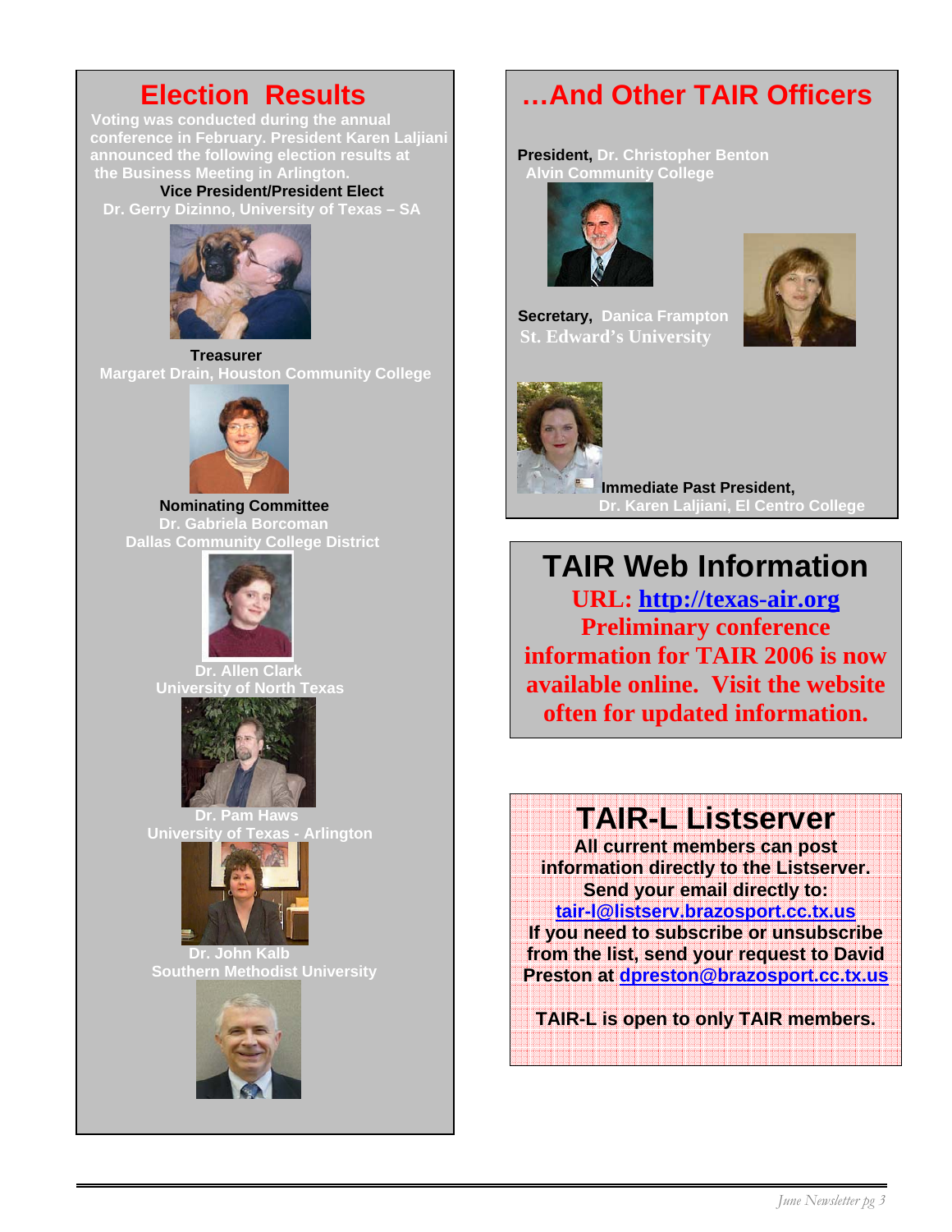# Election Results

Voting was conducted during the annual conference in February. President Karen Laljiani announced the following election results at the Business Meeting in Arlington.

**Vice President/President Elect**
Dr. Gerry Dizinno, University of Texas – SA

**Treasurer**
Margaret Drain, Houston Community College

**Nominating Committee**
Dr. Gabriela Borcoman
Dallas Community College District

Dr. Allen Clark
University of North Texas

Dr. Pam Haws
University of Texas - Arlington

Dr. John Kalb
Southern Methodist University

# …And Other TAIR Officers

**President,** Dr. Christopher Benton
Alvin Community College

**Secretary,** Danica Frampton
St. Edward's University

**Immediate Past President,**
Dr. Karen Laljiani, El Centro College

# TAIR Web Information

**URL: http://texas-air.org**

**Preliminary conference information for TAIR 2006 is now available online. Visit the website often for updated information.**

# TAIR-L Listserver

**All current members can post information directly to the Listserver. Send your email directly to: tair-l@listserv.brazosport.cc.tx.us**

**If you need to subscribe or unsubscribe from the list, send your request to David Preston at dpreston@brazosport.cc.tx.us**

**TAIR-L is open to only TAIR members.**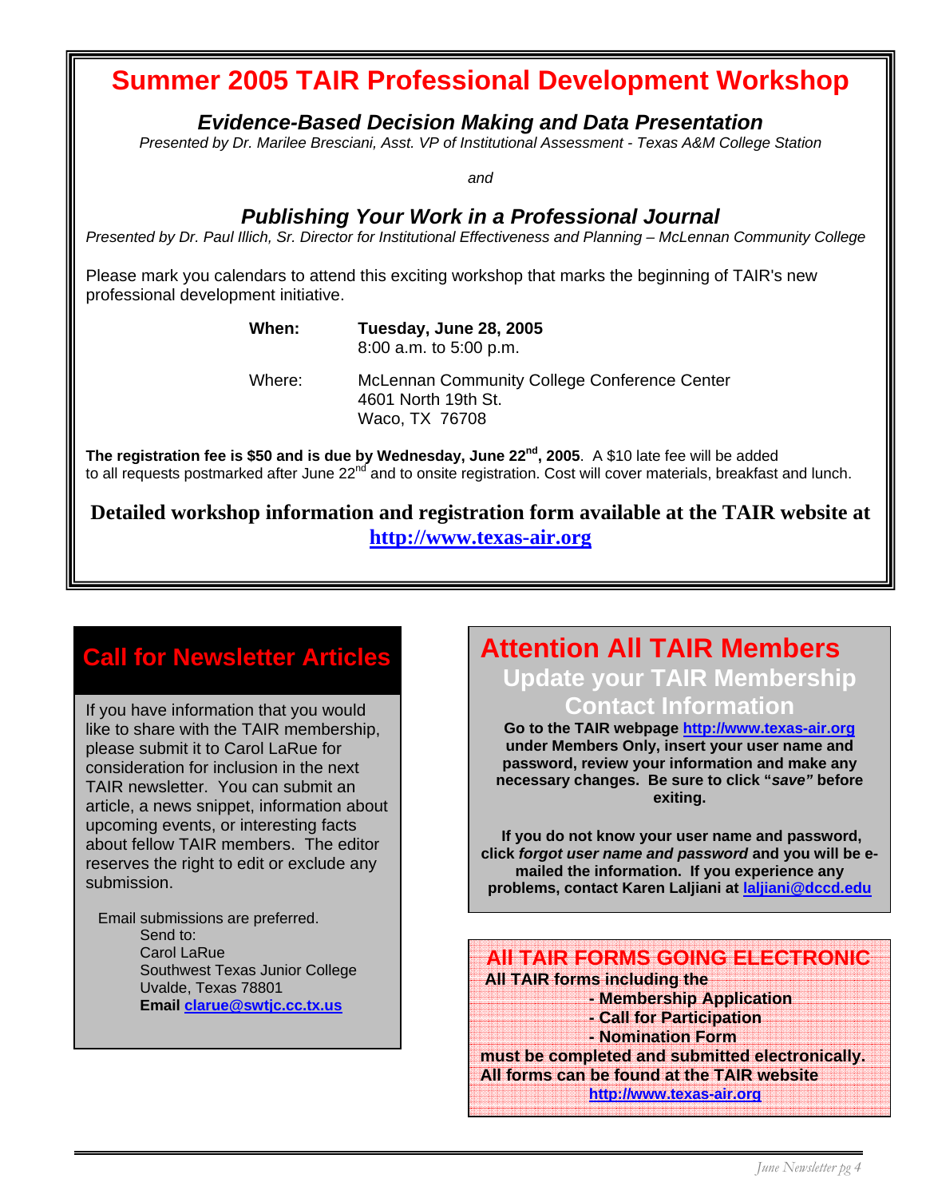# Summer 2005 TAIR Professional Development Workshop

### *Evidence-Based Decision Making and Data Presentation*

*Presented by Dr. Marilee Bresciani, Asst. VP of Institutional Assessment - Texas A&M College Station*

*and*

### *Publishing Your Work in a Professional Journal*

*Presented by Dr. Paul Illich, Sr. Director for Institutional Effectiveness and Planning – McLennan Community College*

Please mark you calendars to attend this exciting workshop that marks the beginning of TAIR's new professional development initiative.

**When:** **Tuesday, June 28, 2005**
8:00 a.m. to 5:00 p.m.

Where: McLennan Community College Conference Center
4601 North 19th St.
Waco, TX 76708

**The registration fee is $50 and is due by Wednesday, June 22nd, 2005**. A $10 late fee will be added to all requests postmarked after June 22nd and to onsite registration. Cost will cover materials, breakfast and lunch.

**Detailed workshop information and registration form available at the TAIR website at http://www.texas-air.org**

## Call for Newsletter Articles

If you have information that you would like to share with the TAIR membership, please submit it to Carol LaRue for consideration for inclusion in the next TAIR newsletter. You can submit an article, a news snippet, information about upcoming events, or interesting facts about fellow TAIR members. The editor reserves the right to edit or exclude any submission.

Email submissions are preferred.
Send to:
Carol LaRue
Southwest Texas Junior College
Uvalde, Texas 78801
**Email** clarue@swtjc.cc.tx.us

## Attention All TAIR Members

### Update your TAIR Membership Contact Information

**Go to the TAIR webpage http://www.texas-air.org under Members Only, insert your user name and password, review your information and make any necessary changes. Be sure to click "*save*" before exiting.**

**If you do not know your user name and password, click *forgot user name and password* and you will be e-mailed the information. If you experience any problems, contact Karen Laljiani at laljiani@dccd.edu**

## All TAIR FORMS GOING ELECTRONIC

**All TAIR forms including the**
- **Membership Application**
- **Call for Participation**
- **Nomination Form**

**must be completed and submitted electronically. All forms can be found at the TAIR website http://www.texas-air.org**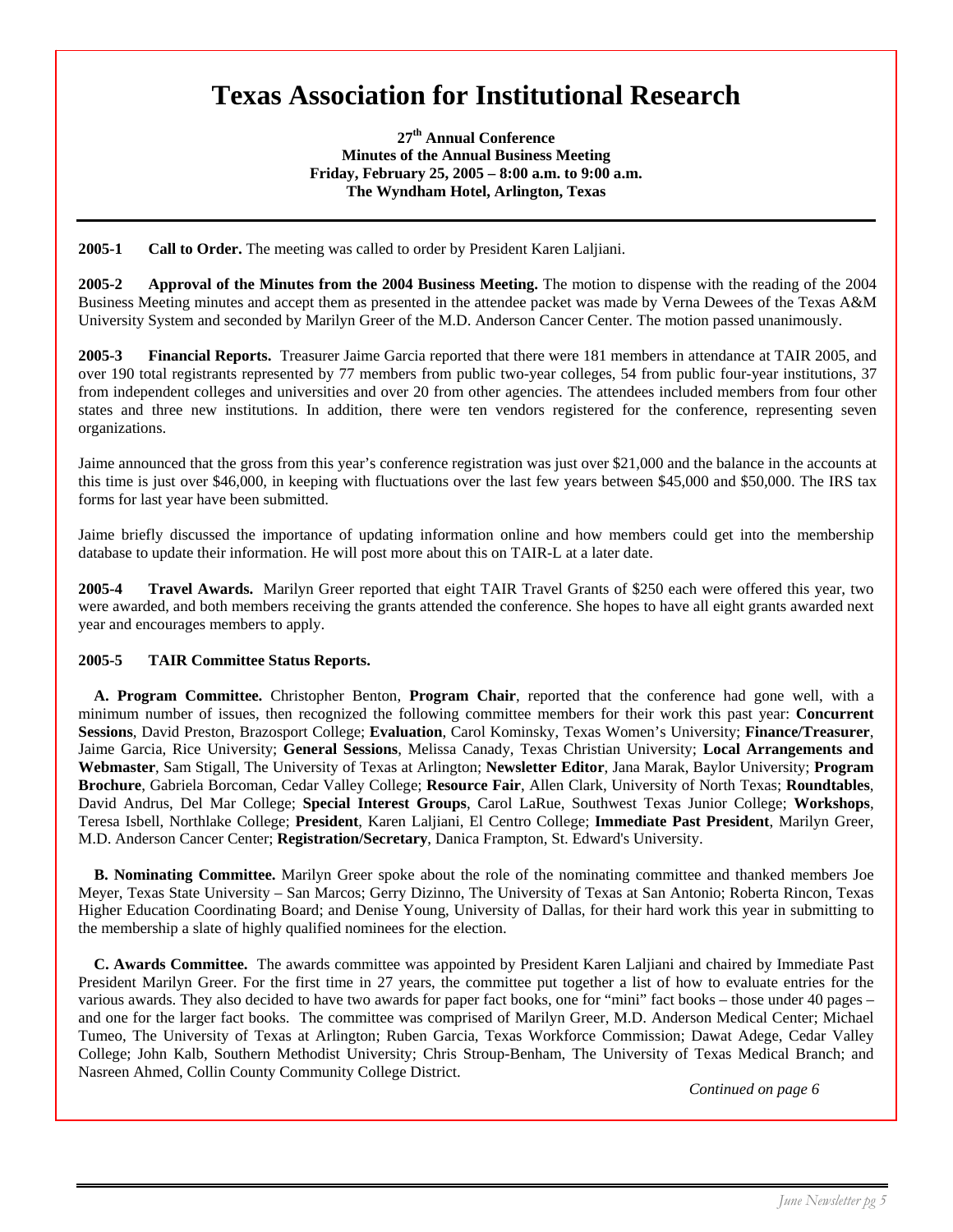# Texas Association for Institutional Research

**27th Annual Conference**
**Minutes of the Annual Business Meeting**
**Friday, February 25, 2005 – 8:00 a.m. to 9:00 a.m.**
**The Wyndham Hotel, Arlington, Texas**

---

**2005-1 Call to Order.** The meeting was called to order by President Karen Laljiani.

**2005-2 Approval of the Minutes from the 2004 Business Meeting.** The motion to dispense with the reading of the 2004 Business Meeting minutes and accept them as presented in the attendee packet was made by Verna Dewees of the Texas A&M University System and seconded by Marilyn Greer of the M.D. Anderson Cancer Center. The motion passed unanimously.

**2005-3 Financial Reports.** Treasurer Jaime Garcia reported that there were 181 members in attendance at TAIR 2005, and over 190 total registrants represented by 77 members from public two-year colleges, 54 from public four-year institutions, 37 from independent colleges and universities and over 20 from other agencies. The attendees included members from four other states and three new institutions. In addition, there were ten vendors registered for the conference, representing seven organizations.

Jaime announced that the gross from this year's conference registration was just over $21,000 and the balance in the accounts at this time is just over $46,000, in keeping with fluctuations over the last few years between $45,000 and $50,000. The IRS tax forms for last year have been submitted.

Jaime briefly discussed the importance of updating information online and how members could get into the membership database to update their information. He will post more about this on TAIR-L at a later date.

**2005-4 Travel Awards.** Marilyn Greer reported that eight TAIR Travel Grants of $250 each were offered this year, two were awarded, and both members receiving the grants attended the conference. She hopes to have all eight grants awarded next year and encourages members to apply.

**2005-5 TAIR Committee Status Reports.**

**A. Program Committee.** Christopher Benton, **Program Chair**, reported that the conference had gone well, with a minimum number of issues, then recognized the following committee members for their work this past year: **Concurrent Sessions**, David Preston, Brazosport College; **Evaluation**, Carol Kominsky, Texas Women's University; **Finance/Treasurer**, Jaime Garcia, Rice University; **General Sessions**, Melissa Canady, Texas Christian University; **Local Arrangements and Webmaster**, Sam Stigall, The University of Texas at Arlington; **Newsletter Editor**, Jana Marak, Baylor University; **Program Brochure**, Gabriela Borcoman, Cedar Valley College; **Resource Fair**, Allen Clark, University of North Texas; **Roundtables**, David Andrus, Del Mar College; **Special Interest Groups**, Carol LaRue, Southwest Texas Junior College; **Workshops**, Teresa Isbell, Northlake College; **President**, Karen Laljiani, El Centro College; **Immediate Past President**, Marilyn Greer, M.D. Anderson Cancer Center; **Registration/Secretary**, Danica Frampton, St. Edward's University.

**B. Nominating Committee.** Marilyn Greer spoke about the role of the nominating committee and thanked members Joe Meyer, Texas State University – San Marcos; Gerry Dizinno, The University of Texas at San Antonio; Roberta Rincon, Texas Higher Education Coordinating Board; and Denise Young, University of Dallas, for their hard work this year in submitting to the membership a slate of highly qualified nominees for the election.

**C. Awards Committee.** The awards committee was appointed by President Karen Laljiani and chaired by Immediate Past President Marilyn Greer. For the first time in 27 years, the committee put together a list of how to evaluate entries for the various awards. They also decided to have two awards for paper fact books, one for "mini" fact books – those under 40 pages – and one for the larger fact books. The committee was comprised of Marilyn Greer, M.D. Anderson Medical Center; Michael Tumeo, The University of Texas at Arlington; Ruben Garcia, Texas Workforce Commission; Dawat Adege, Cedar Valley College; John Kalb, Southern Methodist University; Chris Stroup-Benham, The University of Texas Medical Branch; and Nasreen Ahmed, Collin County Community College District.

*Continued on page 6*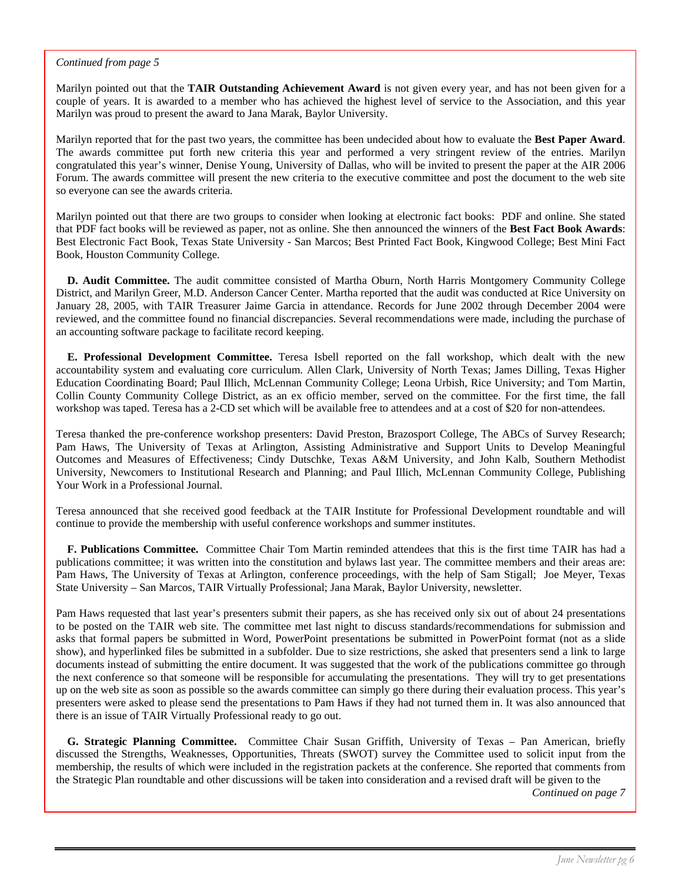*Continued from page 5*

Marilyn pointed out that the **TAIR Outstanding Achievement Award** is not given every year, and has not been given for a couple of years. It is awarded to a member who has achieved the highest level of service to the Association, and this year Marilyn was proud to present the award to Jana Marak, Baylor University.

Marilyn reported that for the past two years, the committee has been undecided about how to evaluate the **Best Paper Award**. The awards committee put forth new criteria this year and performed a very stringent review of the entries. Marilyn congratulated this year's winner, Denise Young, University of Dallas, who will be invited to present the paper at the AIR 2006 Forum. The awards committee will present the new criteria to the executive committee and post the document to the web site so everyone can see the awards criteria.

Marilyn pointed out that there are two groups to consider when looking at electronic fact books: PDF and online. She stated that PDF fact books will be reviewed as paper, not as online. She then announced the winners of the **Best Fact Book Awards**: Best Electronic Fact Book, Texas State University - San Marcos; Best Printed Fact Book, Kingwood College; Best Mini Fact Book, Houston Community College.

**D. Audit Committee.** The audit committee consisted of Martha Oburn, North Harris Montgomery Community College District, and Marilyn Greer, M.D. Anderson Cancer Center. Martha reported that the audit was conducted at Rice University on January 28, 2005, with TAIR Treasurer Jaime Garcia in attendance. Records for June 2002 through December 2004 were reviewed, and the committee found no financial discrepancies. Several recommendations were made, including the purchase of an accounting software package to facilitate record keeping.

**E. Professional Development Committee.** Teresa Isbell reported on the fall workshop, which dealt with the new accountability system and evaluating core curriculum. Allen Clark, University of North Texas; James Dilling, Texas Higher Education Coordinating Board; Paul Illich, McLennan Community College; Leona Urbish, Rice University; and Tom Martin, Collin County Community College District, as an ex officio member, served on the committee. For the first time, the fall workshop was taped. Teresa has a 2-CD set which will be available free to attendees and at a cost of $20 for non-attendees.

Teresa thanked the pre-conference workshop presenters: David Preston, Brazosport College, The ABCs of Survey Research; Pam Haws, The University of Texas at Arlington, Assisting Administrative and Support Units to Develop Meaningful Outcomes and Measures of Effectiveness; Cindy Dutschke, Texas A&M University, and John Kalb, Southern Methodist University, Newcomers to Institutional Research and Planning; and Paul Illich, McLennan Community College, Publishing Your Work in a Professional Journal.

Teresa announced that she received good feedback at the TAIR Institute for Professional Development roundtable and will continue to provide the membership with useful conference workshops and summer institutes.

**F. Publications Committee.** Committee Chair Tom Martin reminded attendees that this is the first time TAIR has had a publications committee; it was written into the constitution and bylaws last year. The committee members and their areas are: Pam Haws, The University of Texas at Arlington, conference proceedings, with the help of Sam Stigall; Joe Meyer, Texas State University – San Marcos, TAIR Virtually Professional; Jana Marak, Baylor University, newsletter.

Pam Haws requested that last year's presenters submit their papers, as she has received only six out of about 24 presentations to be posted on the TAIR web site. The committee met last night to discuss standards/recommendations for submission and asks that formal papers be submitted in Word, PowerPoint presentations be submitted in PowerPoint format (not as a slide show), and hyperlinked files be submitted in a subfolder. Due to size restrictions, she asked that presenters send a link to large documents instead of submitting the entire document. It was suggested that the work of the publications committee go through the next conference so that someone will be responsible for accumulating the presentations. They will try to get presentations up on the web site as soon as possible so the awards committee can simply go there during their evaluation process. This year's presenters were asked to please send the presentations to Pam Haws if they had not turned them in. It was also announced that there is an issue of TAIR Virtually Professional ready to go out.

**G. Strategic Planning Committee.** Committee Chair Susan Griffith, University of Texas – Pan American, briefly discussed the Strengths, Weaknesses, Opportunities, Threats (SWOT) survey the Committee used to solicit input from the membership, the results of which were included in the registration packets at the conference. She reported that comments from the Strategic Plan roundtable and other discussions will be taken into consideration and a revised draft will be given to the

*Continued on page 7*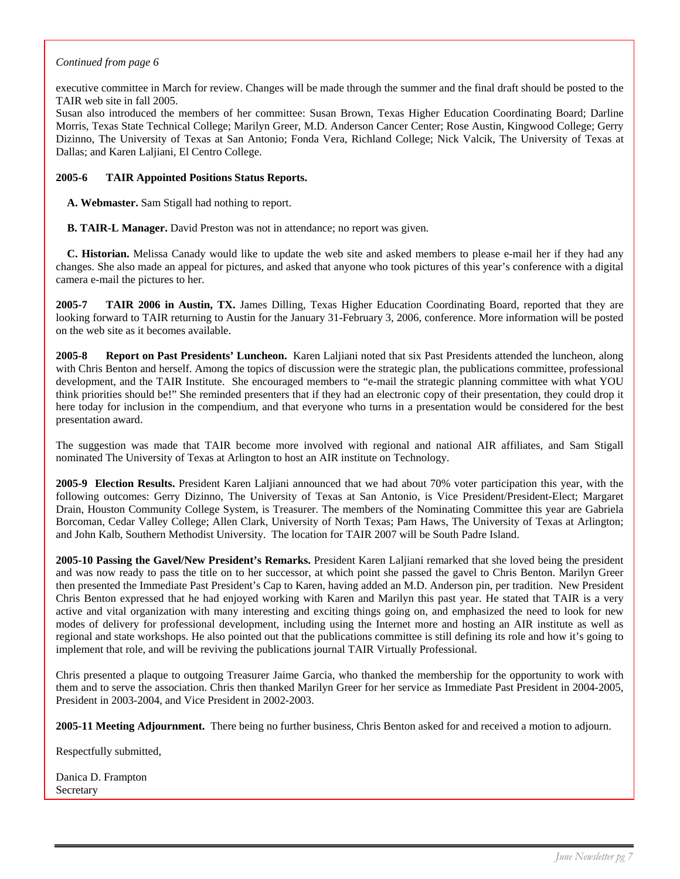*Continued from page 6*

executive committee in March for review. Changes will be made through the summer and the final draft should be posted to the TAIR web site in fall 2005.

Susan also introduced the members of her committee: Susan Brown, Texas Higher Education Coordinating Board; Darline Morris, Texas State Technical College; Marilyn Greer, M.D. Anderson Cancer Center; Rose Austin, Kingwood College; Gerry Dizinno, The University of Texas at San Antonio; Fonda Vera, Richland College; Nick Valcik, The University of Texas at Dallas; and Karen Laljiani, El Centro College.

**2005-6 TAIR Appointed Positions Status Reports.**

**A. Webmaster.** Sam Stigall had nothing to report.

**B. TAIR-L Manager.** David Preston was not in attendance; no report was given.

**C. Historian.** Melissa Canady would like to update the web site and asked members to please e-mail her if they had any changes. She also made an appeal for pictures, and asked that anyone who took pictures of this year's conference with a digital camera e-mail the pictures to her.

**2005-7 TAIR 2006 in Austin, TX.** James Dilling, Texas Higher Education Coordinating Board, reported that they are looking forward to TAIR returning to Austin for the January 31-February 3, 2006, conference. More information will be posted on the web site as it becomes available.

**2005-8 Report on Past Presidents' Luncheon.** Karen Laljiani noted that six Past Presidents attended the luncheon, along with Chris Benton and herself. Among the topics of discussion were the strategic plan, the publications committee, professional development, and the TAIR Institute. She encouraged members to "e-mail the strategic planning committee with what YOU think priorities should be!" She reminded presenters that if they had an electronic copy of their presentation, they could drop it here today for inclusion in the compendium, and that everyone who turns in a presentation would be considered for the best presentation award.

The suggestion was made that TAIR become more involved with regional and national AIR affiliates, and Sam Stigall nominated The University of Texas at Arlington to host an AIR institute on Technology.

**2005-9 Election Results.** President Karen Laljiani announced that we had about 70% voter participation this year, with the following outcomes: Gerry Dizinno, The University of Texas at San Antonio, is Vice President/President-Elect; Margaret Drain, Houston Community College System, is Treasurer. The members of the Nominating Committee this year are Gabriela Borcoman, Cedar Valley College; Allen Clark, University of North Texas; Pam Haws, The University of Texas at Arlington; and John Kalb, Southern Methodist University. The location for TAIR 2007 will be South Padre Island.

**2005-10 Passing the Gavel/New President's Remarks.** President Karen Laljiani remarked that she loved being the president and was now ready to pass the title on to her successor, at which point she passed the gavel to Chris Benton. Marilyn Greer then presented the Immediate Past President's Cap to Karen, having added an M.D. Anderson pin, per tradition. New President Chris Benton expressed that he had enjoyed working with Karen and Marilyn this past year. He stated that TAIR is a very active and vital organization with many interesting and exciting things going on, and emphasized the need to look for new modes of delivery for professional development, including using the Internet more and hosting an AIR institute as well as regional and state workshops. He also pointed out that the publications committee is still defining its role and how it's going to implement that role, and will be reviving the publications journal TAIR Virtually Professional.

Chris presented a plaque to outgoing Treasurer Jaime Garcia, who thanked the membership for the opportunity to work with them and to serve the association. Chris then thanked Marilyn Greer for her service as Immediate Past President in 2004-2005, President in 2003-2004, and Vice President in 2002-2003.

**2005-11 Meeting Adjournment.** There being no further business, Chris Benton asked for and received a motion to adjourn.

Respectfully submitted,

Danica D. Frampton
Secretary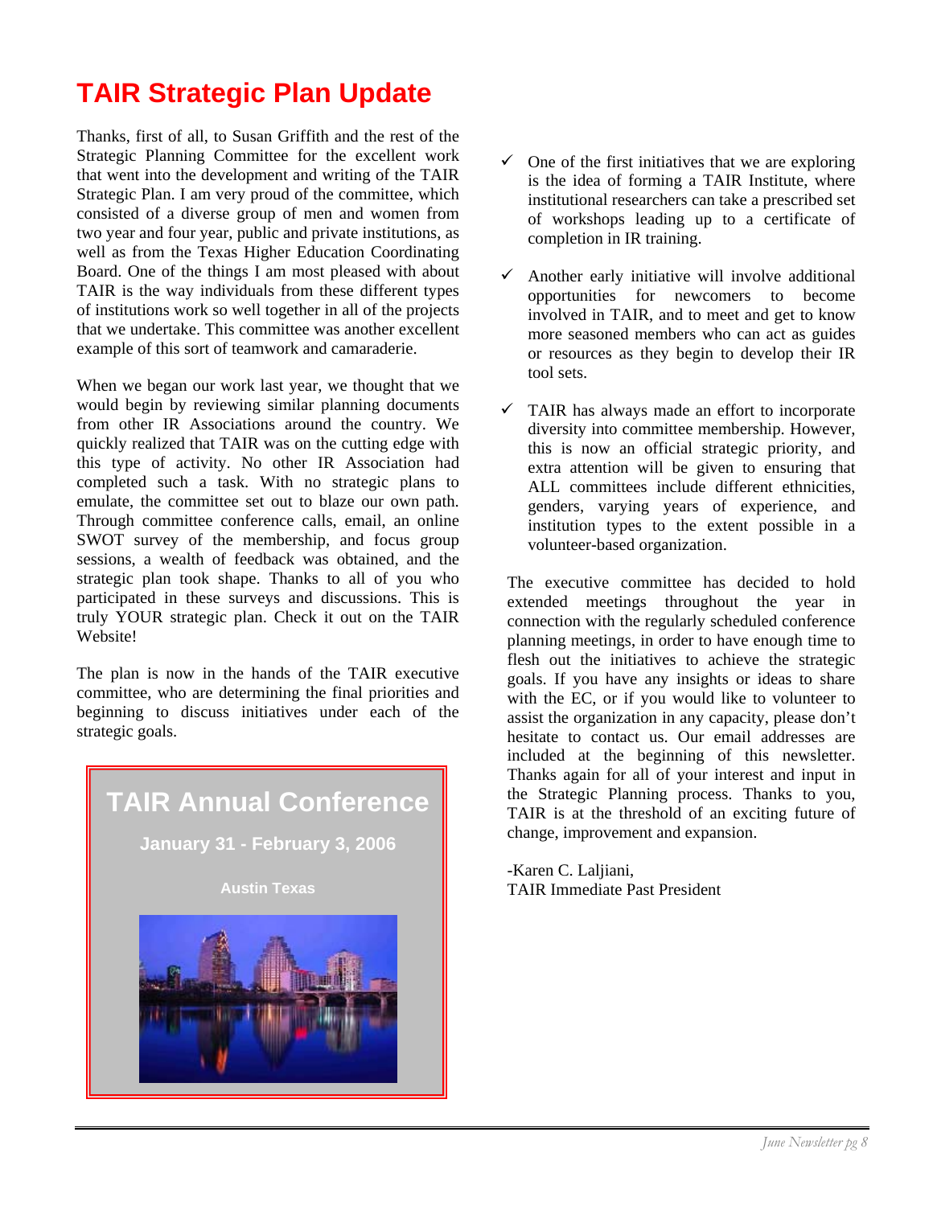# TAIR Strategic Plan Update

Thanks, first of all, to Susan Griffith and the rest of the Strategic Planning Committee for the excellent work that went into the development and writing of the TAIR Strategic Plan. I am very proud of the committee, which consisted of a diverse group of men and women from two year and four year, public and private institutions, as well as from the Texas Higher Education Coordinating Board. One of the things I am most pleased with about TAIR is the way individuals from these different types of institutions work so well together in all of the projects that we undertake. This committee was another excellent example of this sort of teamwork and camaraderie.

When we began our work last year, we thought that we would begin by reviewing similar planning documents from other IR Associations around the country. We quickly realized that TAIR was on the cutting edge with this type of activity. No other IR Association had completed such a task. With no strategic plans to emulate, the committee set out to blaze our own path. Through committee conference calls, email, an online SWOT survey of the membership, and focus group sessions, a wealth of feedback was obtained, and the strategic plan took shape. Thanks to all of you who participated in these surveys and discussions. This is truly YOUR strategic plan. Check it out on the TAIR Website!

The plan is now in the hands of the TAIR executive committee, who are determining the final priorities and beginning to discuss initiatives under each of the strategic goals.

**TAIR Annual Conference**

**January 31 - February 3, 2006**

**Austin Texas**

- ✓ One of the first initiatives that we are exploring is the idea of forming a TAIR Institute, where institutional researchers can take a prescribed set of workshops leading up to a certificate of completion in IR training.
- ✓ Another early initiative will involve additional opportunities for newcomers to become involved in TAIR, and to meet and get to know more seasoned members who can act as guides or resources as they begin to develop their IR tool sets.
- ✓ TAIR has always made an effort to incorporate diversity into committee membership. However, this is now an official strategic priority, and extra attention will be given to ensuring that ALL committees include different ethnicities, genders, varying years of experience, and institution types to the extent possible in a volunteer-based organization.

The executive committee has decided to hold extended meetings throughout the year in connection with the regularly scheduled conference planning meetings, in order to have enough time to flesh out the initiatives to achieve the strategic goals. If you have any insights or ideas to share with the EC, or if you would like to volunteer to assist the organization in any capacity, please don't hesitate to contact us. Our email addresses are included at the beginning of this newsletter. Thanks again for all of your interest and input in the Strategic Planning process. Thanks to you, TAIR is at the threshold of an exciting future of change, improvement and expansion.

-Karen C. Laljiani,
TAIR Immediate Past President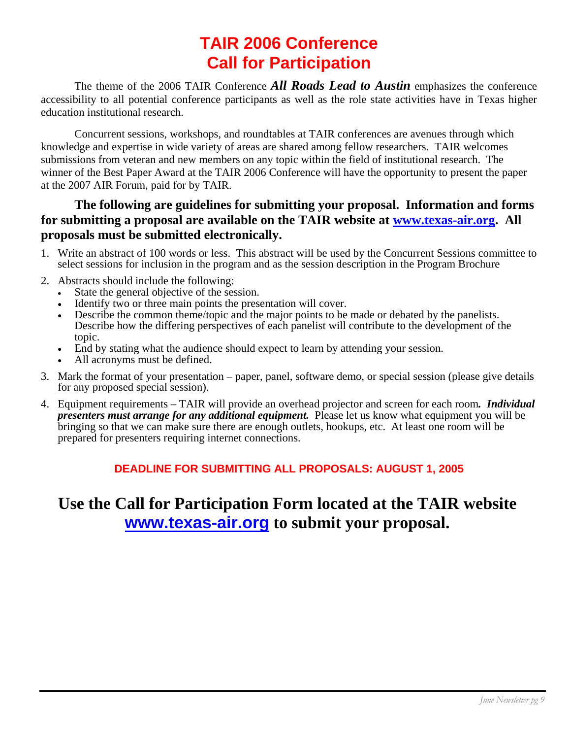# TAIR 2006 Conference
# Call for Participation

The theme of the 2006 TAIR Conference ***All Roads Lead to Austin*** emphasizes the conference accessibility to all potential conference participants as well as the role state activities have in Texas higher education institutional research.

Concurrent sessions, workshops, and roundtables at TAIR conferences are avenues through which knowledge and expertise in wide variety of areas are shared among fellow researchers. TAIR welcomes submissions from veteran and new members on any topic within the field of institutional research. The winner of the Best Paper Award at the TAIR 2006 Conference will have the opportunity to present the paper at the 2007 AIR Forum, paid for by TAIR.

**The following are guidelines for submitting your proposal. Information and forms for submitting a proposal are available on the TAIR website at [www.texas-air.org](http://www.texas-air.org). All proposals must be submitted electronically.**

1. Write an abstract of 100 words or less. This abstract will be used by the Concurrent Sessions committee to select sessions for inclusion in the program and as the session description in the Program Brochure
2. Abstracts should include the following:
   - State the general objective of the session.
   - Identify two or three main points the presentation will cover.
   - Describe the common theme/topic and the major points to be made or debated by the panelists. Describe how the differing perspectives of each panelist will contribute to the development of the topic.
   - End by stating what the audience should expect to learn by attending your session.
   - All acronyms must be defined.
3. Mark the format of your presentation – paper, panel, software demo, or special session (please give details for any proposed special session).
4. Equipment requirements – TAIR will provide an overhead projector and screen for each room***. Individual presenters must arrange for any additional equipment.*** Please let us know what equipment you will be bringing so that we can make sure there are enough outlets, hookups, etc. At least one room will be prepared for presenters requiring internet connections.

**DEADLINE FOR SUBMITTING ALL PROPOSALS: AUGUST 1, 2005**

## Use the Call for Participation Form located at the TAIR website [www.texas-air.org](http://www.texas-air.org) to submit your proposal.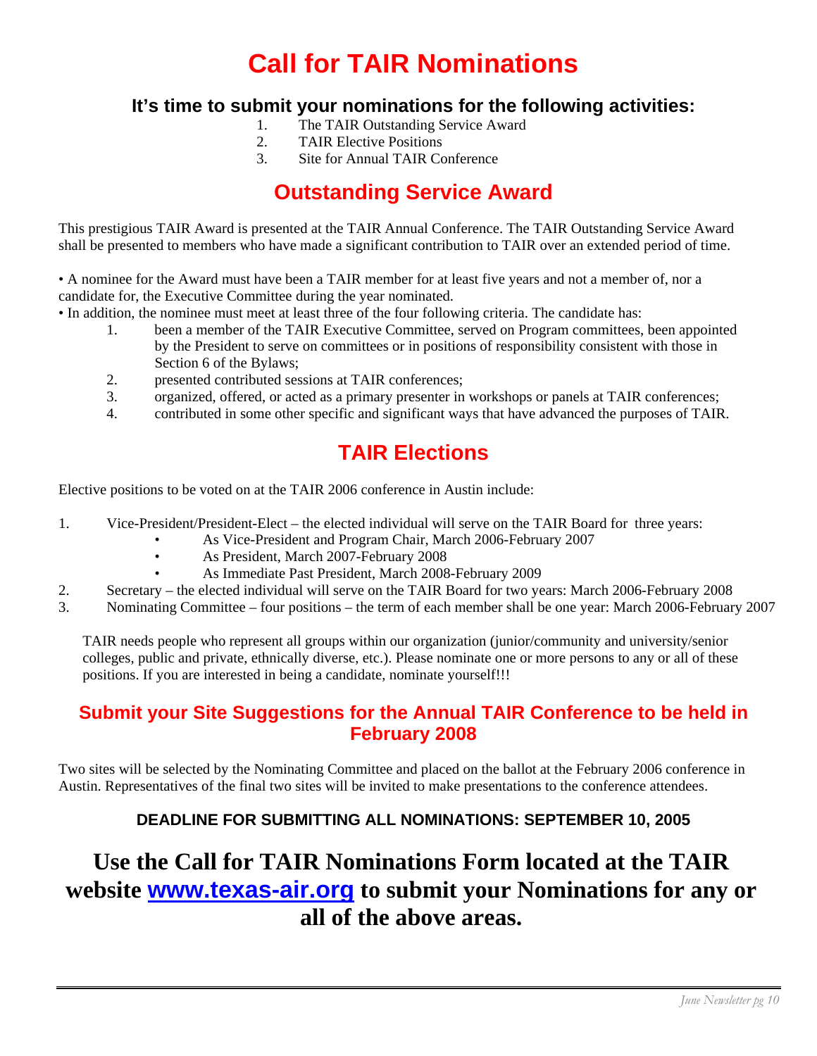# Call for TAIR Nominations

### It's time to submit your nominations for the following activities:

1. The TAIR Outstanding Service Award
2. TAIR Elective Positions
3. Site for Annual TAIR Conference

## Outstanding Service Award

This prestigious TAIR Award is presented at the TAIR Annual Conference. The TAIR Outstanding Service Award shall be presented to members who have made a significant contribution to TAIR over an extended period of time.

- A nominee for the Award must have been a TAIR member for at least five years and not a member of, nor a candidate for, the Executive Committee during the year nominated.
- In addition, the nominee must meet at least three of the four following criteria. The candidate has:
  1. been a member of the TAIR Executive Committee, served on Program committees, been appointed by the President to serve on committees or in positions of responsibility consistent with those in Section 6 of the Bylaws;
  2. presented contributed sessions at TAIR conferences;
  3. organized, offered, or acted as a primary presenter in workshops or panels at TAIR conferences;
  4. contributed in some other specific and significant ways that have advanced the purposes of TAIR.

## TAIR Elections

Elective positions to be voted on at the TAIR 2006 conference in Austin include:

1. Vice-President/President-Elect – the elected individual will serve on the TAIR Board for three years:
   - As Vice-President and Program Chair, March 2006-February 2007
   - As President, March 2007-February 2008
   - As Immediate Past President, March 2008-February 2009
2. Secretary – the elected individual will serve on the TAIR Board for two years: March 2006-February 2008
3. Nominating Committee – four positions – the term of each member shall be one year: March 2006-February 2007

TAIR needs people who represent all groups within our organization (junior/community and university/senior colleges, public and private, ethnically diverse, etc.). Please nominate one or more persons to any or all of these positions. If you are interested in being a candidate, nominate yourself!!!

### Submit your Site Suggestions for the Annual TAIR Conference to be held in February 2008

Two sites will be selected by the Nominating Committee and placed on the ballot at the February 2006 conference in Austin. Representatives of the final two sites will be invited to make presentations to the conference attendees.

**DEADLINE FOR SUBMITTING ALL NOMINATIONS: SEPTEMBER 10, 2005**

## Use the Call for TAIR Nominations Form located at the TAIR website [www.texas-air.org](http://www.texas-air.org) to submit your Nominations for any or all of the above areas.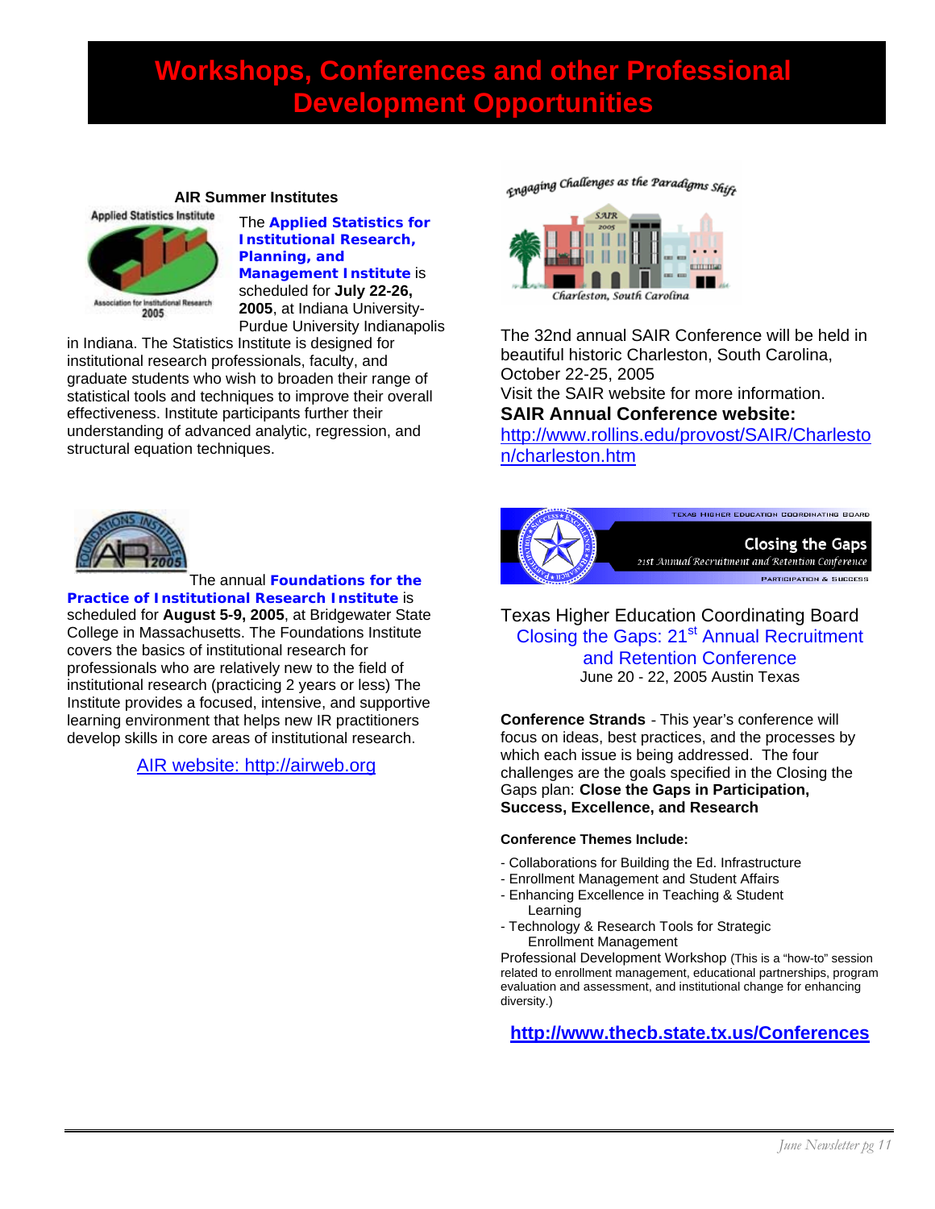# Workshops, Conferences and other Professional Development Opportunities

### AIR Summer Institutes

The **Applied Statistics for Institutional Research, Planning, and Management Institute** is scheduled for **July 22-26, 2005**, at Indiana University-Purdue University Indianapolis in Indiana. The Statistics Institute is designed for institutional research professionals, faculty, and graduate students who wish to broaden their range of statistical tools and techniques to improve their overall effectiveness. Institute participants further their understanding of advanced analytic, regression, and structural equation techniques.

The annual **Foundations for the Practice of Institutional Research Institute** is scheduled for **August 5-9, 2005**, at Bridgewater State College in Massachusetts. The Foundations Institute covers the basics of institutional research for professionals who are relatively new to the field of institutional research (practicing 2 years or less) The Institute provides a focused, intensive, and supportive learning environment that helps new IR practitioners develop skills in core areas of institutional research.

AIR website: http://airweb.org

*Engaging Challenges as the Paradigms Shift*

*Charleston, South Carolina*

The 32nd annual SAIR Conference will be held in beautiful historic Charleston, South Carolina, October 22-25, 2005
Visit the SAIR website for more information.

**SAIR Annual Conference website:**
http://www.rollins.edu/provost/SAIR/Charleston/charleston.htm

Texas Higher Education Coordinating Board
Closing the Gaps: 21st Annual Recruitment and Retention Conference
June 20 - 22, 2005 Austin Texas

**Conference Strands** - This year's conference will focus on ideas, best practices, and the processes by which each issue is being addressed. The four challenges are the goals specified in the Closing the Gaps plan: **Close the Gaps in Participation, Success, Excellence, and Research**

**Conference Themes Include:**

- Collaborations for Building the Ed. Infrastructure
- Enrollment Management and Student Affairs
- Enhancing Excellence in Teaching & Student Learning
- Technology & Research Tools for Strategic Enrollment Management

Professional Development Workshop (This is a "how-to" session related to enrollment management, educational partnerships, program evaluation and assessment, and institutional change for enhancing diversity.)

**http://www.thecb.state.tx.us/Conferences**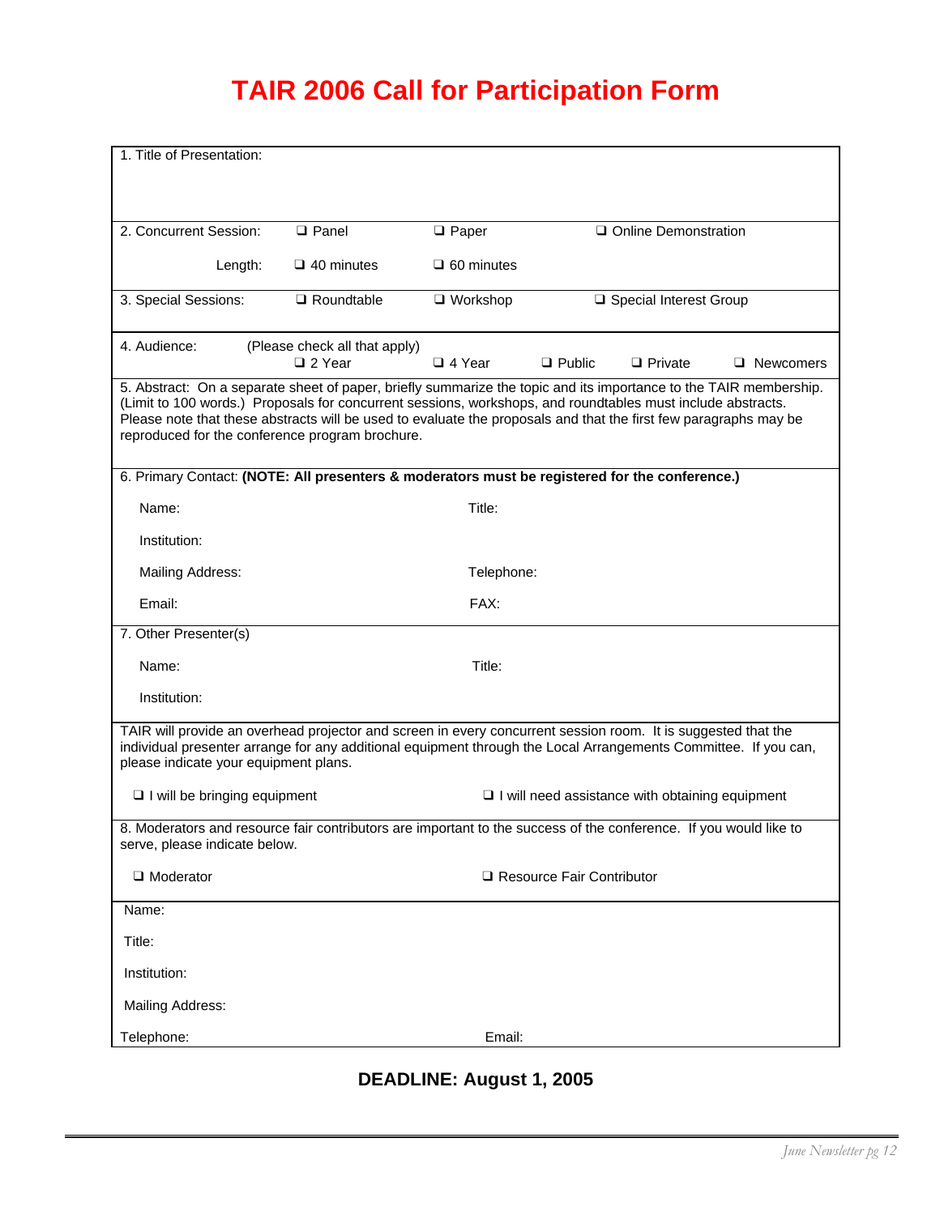# TAIR 2006 Call for Participation Form

1. Title of Presentation:

2. Concurrent Session: ❑ Panel ❑ Paper ❑ Online Demonstration

Length: ❑ 40 minutes ❑ 60 minutes

3. Special Sessions: ❑ Roundtable ❑ Workshop ❑ Special Interest Group

4. Audience: (Please check all that apply)
❑ 2 Year ❑ 4 Year ❑ Public ❑ Private ❑ Newcomers

5. Abstract: On a separate sheet of paper, briefly summarize the topic and its importance to the TAIR membership. (Limit to 100 words.) Proposals for concurrent sessions, workshops, and roundtables must include abstracts. Please note that these abstracts will be used to evaluate the proposals and that the first few paragraphs may be reproduced for the conference program brochure.

6. Primary Contact: **(NOTE: All presenters & moderators must be registered for the conference.)**

Name: Title:

Institution:

Mailing Address: Telephone:

Email: FAX:

7. Other Presenter(s)

Name: Title:

Institution:

TAIR will provide an overhead projector and screen in every concurrent session room. It is suggested that the individual presenter arrange for any additional equipment through the Local Arrangements Committee. If you can, please indicate your equipment plans.

❑ I will be bringing equipment ❑ I will need assistance with obtaining equipment

8. Moderators and resource fair contributors are important to the success of the conference. If you would like to serve, please indicate below.

❑ Moderator ❑ Resource Fair Contributor

Name:

Title:

Institution:

Mailing Address:

Telephone: Email:

**DEADLINE: August 1, 2005**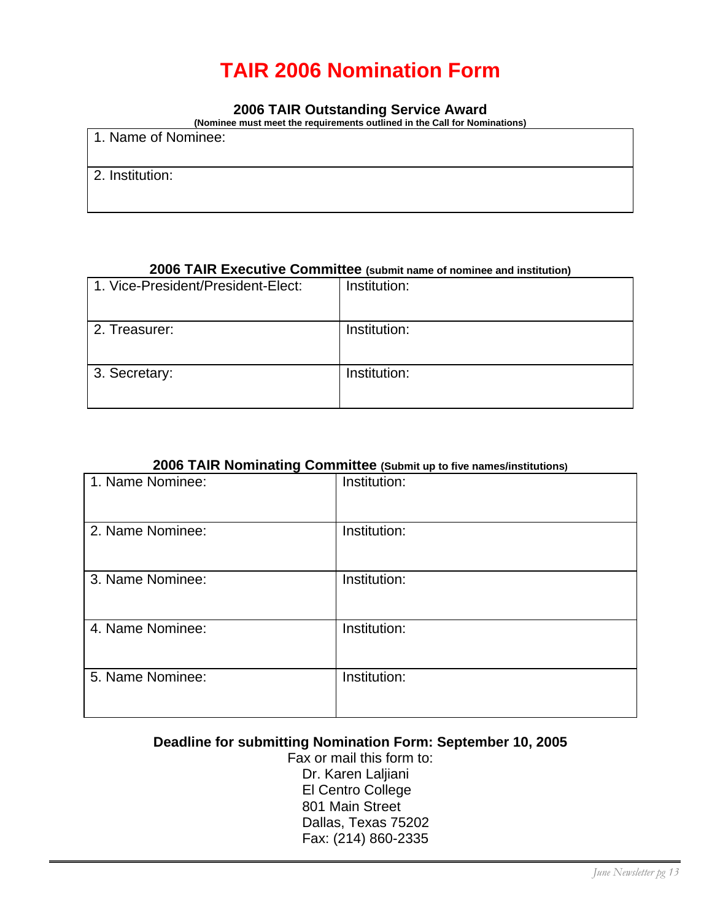# TAIR 2006 Nomination Form

### 2006 TAIR Outstanding Service Award

**(Nominee must meet the requirements outlined in the Call for Nominations)**

| 1. Name of Nominee: |
|---|
| 2. Institution: |

### 2006 TAIR Executive Committee (submit name of nominee and institution)

| 1. Vice-President/President-Elect: | Institution: |
|---|---|
| 2. Treasurer: | Institution: |
| 3. Secretary: | Institution: |

### 2006 TAIR Nominating Committee (Submit up to five names/institutions)

| 1. Name Nominee: | Institution: |
|---|---|
| 2. Name Nominee: | Institution: |
| 3. Name Nominee: | Institution: |
| 4. Name Nominee: | Institution: |
| 5. Name Nominee: | Institution: |

**Deadline for submitting Nomination Form: September 10, 2005**

Fax or mail this form to:
Dr. Karen Laljiani
El Centro College
801 Main Street
Dallas, Texas 75202
Fax: (214) 860-2335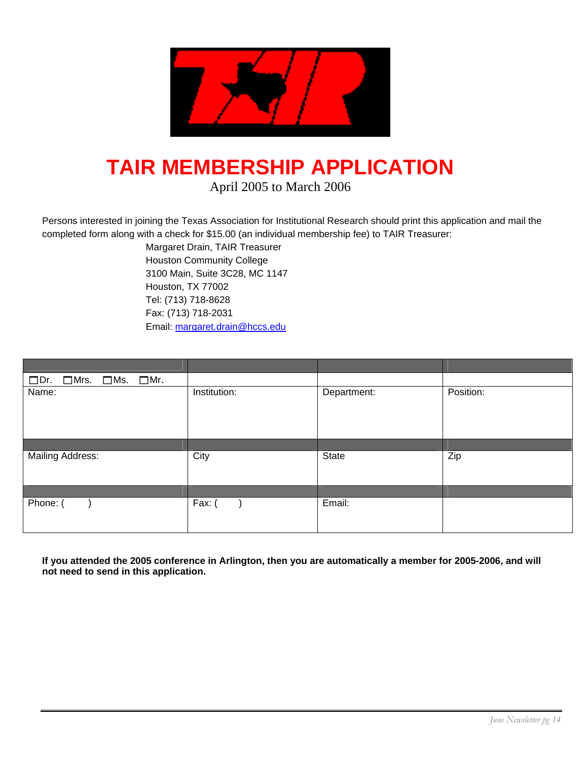# TAIR MEMBERSHIP APPLICATION

April 2005 to March 2006

Persons interested in joining the Texas Association for Institutional Research should print this application and mail the completed form along with a check for $15.00 (an individual membership fee) to TAIR Treasurer:

Margaret Drain, TAIR Treasurer
Houston Community College
3100 Main, Suite 3C28, MC 1147
Houston, TX 77002
Tel: (713) 718-8628
Fax: (713) 718-2031
Email: margaret.drain@hccs.edu

| | | | |
|---|---|---|---|
| ☐Dr. ☐Mrs. ☐Ms. ☐Mr. | | | |
| Name: | Institution: | Department: | Position: |
| Mailing Address: | City | State | Zip |
| Phone: ( ) | Fax: ( ) | Email: | |

**If you attended the 2005 conference in Arlington, then you are automatically a member for 2005-2006, and will not need to send in this application.**